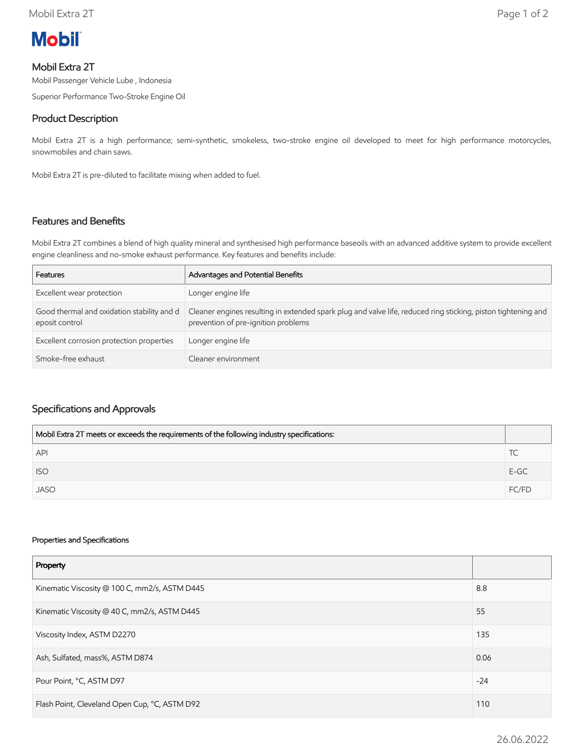Mobil

# Mobil Extra 2T

Mobil Passenger Vehicle Lube , Indonesia

Superior Performance Two-Stroke Engine Oil

## Product Description

Mobil Extra 2T is a high performance; semi-synthetic, smokeless, two-stroke engine oil developed to meet for high performance motorcycles, snowmobiles and chain saws.

Mobil Extra 2T is pre-diluted to facilitate mixing when added to fuel.

## Features and Benefits

Mobil Extra 2T combines a blend of high quality mineral and synthesised high performance baseoils with an advanced additive system to provide excellent engine cleanliness and no-smoke exhaust performance. Key features and benefits include:

| Features | Advantages and Potential Benefits |
|---|---|
| Excellent wear protection | Longer engine life |
| Good thermal and oxidation stability and deposit control | Cleaner engines resulting in extended spark plug and valve life, reduced ring sticking, piston tightening and prevention of pre-ignition problems |
| Excellent corrosion protection properties | Longer engine life |
| Smoke-free exhaust | Cleaner environment |

## Specifications and Approvals

| Mobil Extra 2T meets or exceeds the requirements of the following industry specifications: | |
|---|---|
| API | TC |
| ISO | E-GC |
| JASO | FC/FD |

#### Properties and Specifications

| Property | |
|---|---|
| Kinematic Viscosity @ 100 C, mm2/s, ASTM D445 | 8.8 |
| Kinematic Viscosity @ 40 C, mm2/s, ASTM D445 | 55 |
| Viscosity Index, ASTM D2270 | 135 |
| Ash, Sulfated, mass%, ASTM D874 | 0.06 |
| Pour Point, °C, ASTM D97 | -24 |
| Flash Point, Cleveland Open Cup, °C, ASTM D92 | 110 |

26.06.2022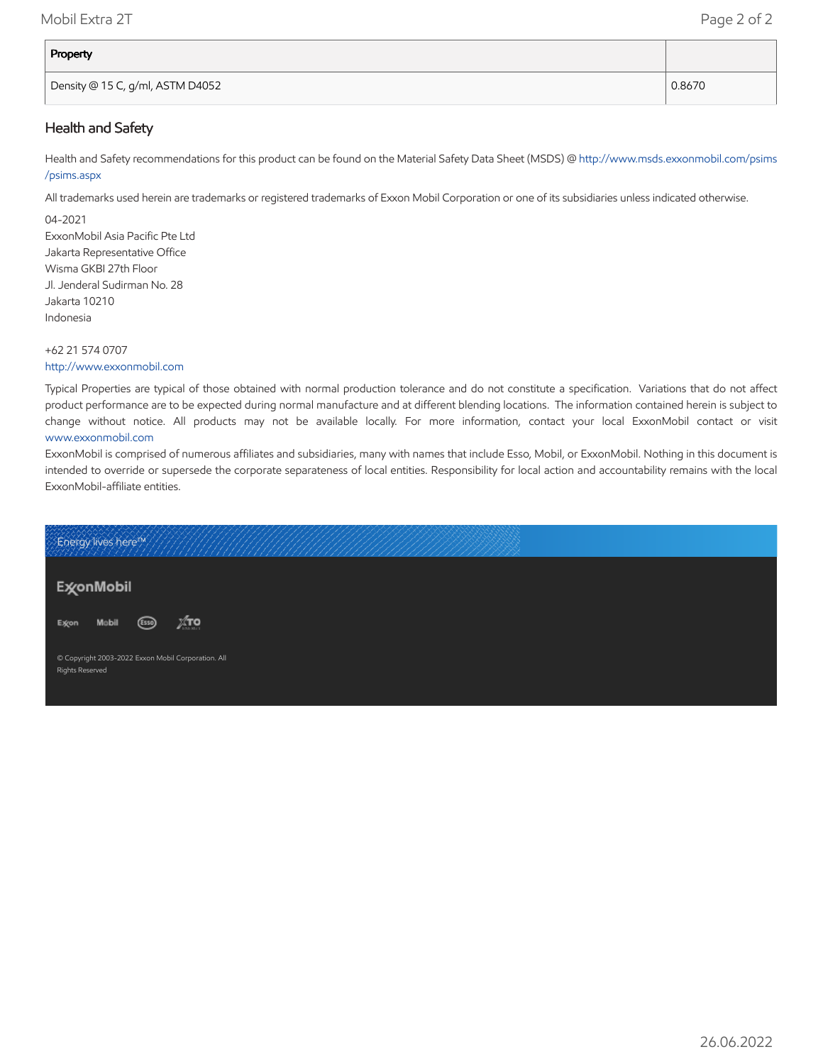| Property | |
|---|---|
| Density @ 15 C, g/ml, ASTM D4052 | 0.8670 |

## Health and Safety

Health and Safety recommendations for this product can be found on the Material Safety Data Sheet (MSDS) @ http://www.msds.exxonmobil.com/psims/psims.aspx

All trademarks used herein are trademarks or registered trademarks of Exxon Mobil Corporation or one of its subsidiaries unless indicated otherwise.

04-2021
ExxonMobil Asia Pacific Pte Ltd
Jakarta Representative Office
Wisma GKBI 27th Floor
Jl. Jenderal Sudirman No. 28
Jakarta 10210
Indonesia

+62 21 574 0707
http://www.exxonmobil.com

Typical Properties are typical of those obtained with normal production tolerance and do not constitute a specification. Variations that do not affect product performance are to be expected during normal manufacture and at different blending locations. The information contained herein is subject to change without notice. All products may not be available locally. For more information, contact your local ExxonMobil contact or visit www.exxonmobil.com

ExxonMobil is comprised of numerous affiliates and subsidiaries, many with names that include Esso, Mobil, or ExxonMobil. Nothing in this document is intended to override or supersede the corporate separateness of local entities. Responsibility for local action and accountability remains with the local ExxonMobil-affiliate entities.

Energy lives here™

ExxonMobil

Exxon Mobil Esso XTO

© Copyright 2003-2022 Exxon Mobil Corporation. All Rights Reserved

26.06.2022